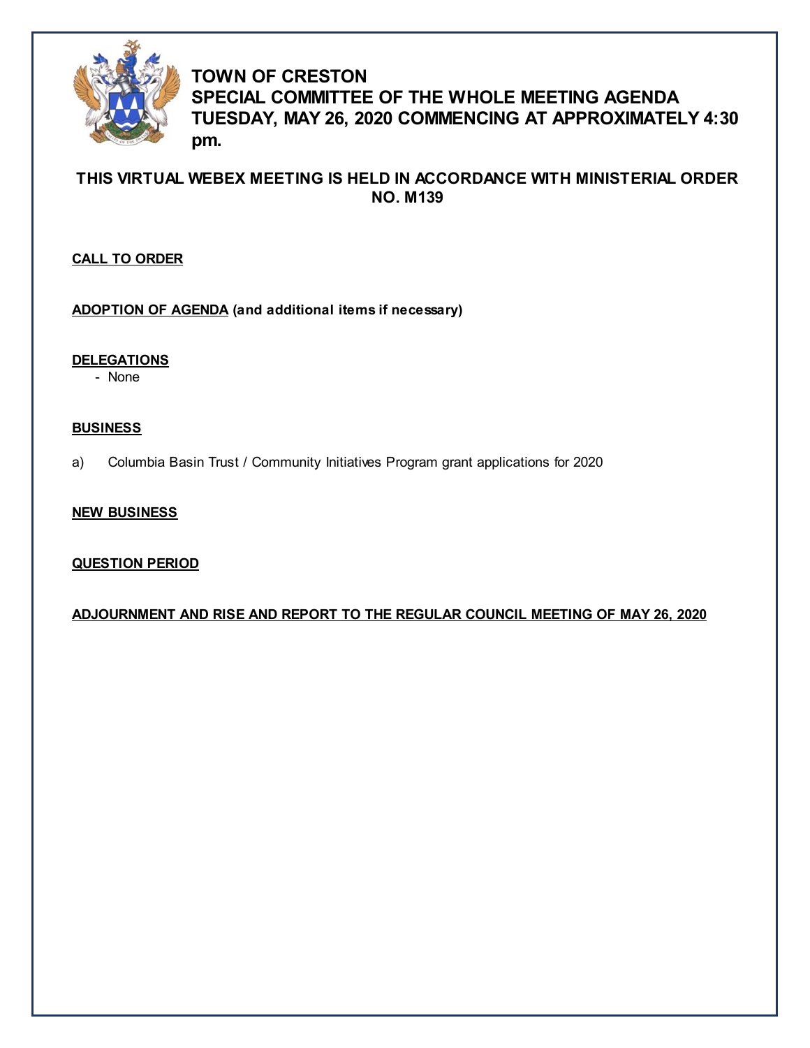# TOWN OF CRESTON
# SPECIAL COMMITTEE OF THE WHOLE MEETING AGENDA
# TUESDAY, MAY 26, 2020 COMMENCING AT APPROXIMATELY 4:30 pm.

**THIS VIRTUAL WEBEX MEETING IS HELD IN ACCORDANCE WITH MINISTERIAL ORDER NO. M139**

**CALL TO ORDER**

**ADOPTION OF AGENDA** (and additional items if necessary)

**DELEGATIONS**

- None

**BUSINESS**

a) Columbia Basin Trust / Community Initiatives Program grant applications for 2020

**NEW BUSINESS**

**QUESTION PERIOD**

**ADJOURNMENT AND RISE AND REPORT TO THE REGULAR COUNCIL MEETING OF MAY 26, 2020**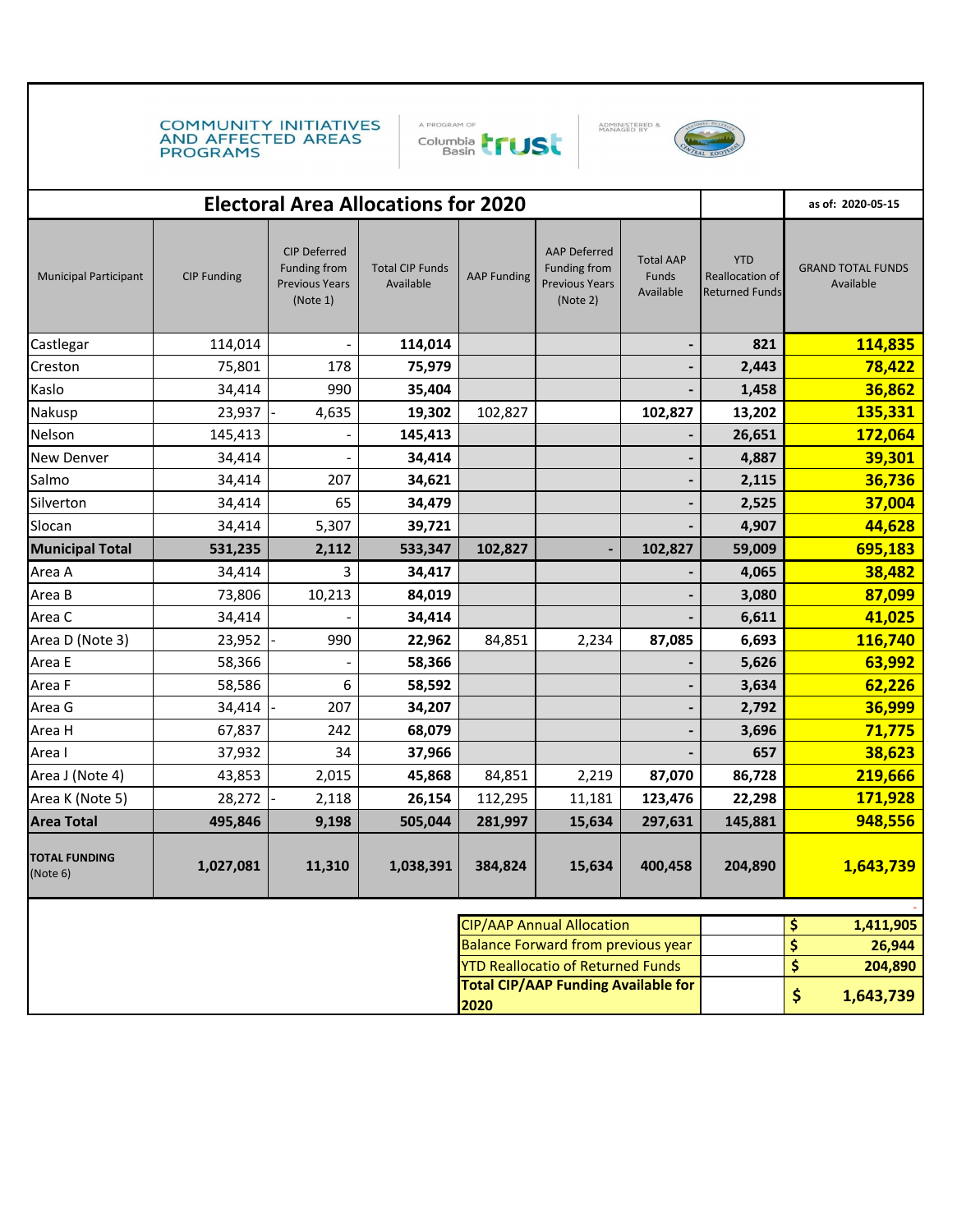COMMUNITY INITIATIVES AND AFFECTED AREAS PROGRAMS

A PROGRAM OF Columbia Basin trust

ADMINISTERED & MANAGED BY

## Electoral Area Allocations for 2020

as of: 2020-05-15

| Municipal Participant | CIP Funding | CIP Deferred Funding from Previous Years (Note 1) | Total CIP Funds Available | AAP Funding | AAP Deferred Funding from Previous Years (Note 2) | Total AAP Funds Available | YTD Reallocation of Returned Funds | GRAND TOTAL FUNDS Available |
|---|---|---|---|---|---|---|---|---|
| Castlegar | 114,014 | - | **114,014** | | | **-** | **821** | **114,835** |
| Creston | 75,801 | 178 | **75,979** | | | **-** | **2,443** | **78,422** |
| Kaslo | 34,414 | 990 | **35,404** | | | **-** | **1,458** | **36,862** |
| Nakusp | 23,937 | - 4,635 | **19,302** | 102,827 | | **102,827** | **13,202** | **135,331** |
| Nelson | 145,413 | - | **145,413** | | | **-** | **26,651** | **172,064** |
| New Denver | 34,414 | - | **34,414** | | | **-** | **4,887** | **39,301** |
| Salmo | 34,414 | 207 | **34,621** | | | **-** | **2,115** | **36,736** |
| Silverton | 34,414 | 65 | **34,479** | | | **-** | **2,525** | **37,004** |
| Slocan | 34,414 | 5,307 | **39,721** | | | **-** | **4,907** | **44,628** |
| **Municipal Total** | **531,235** | **2,112** | **533,347** | **102,827** | **-** | **102,827** | **59,009** | **695,183** |
| Area A | 34,414 | 3 | **34,417** | | | **-** | **4,065** | **38,482** |
| Area B | 73,806 | 10,213 | **84,019** | | | **-** | **3,080** | **87,099** |
| Area C | 34,414 | - | **34,414** | | | **-** | **6,611** | **41,025** |
| Area D (Note 3) | 23,952 | - 990 | **22,962** | 84,851 | 2,234 | **87,085** | **6,693** | **116,740** |
| Area E | 58,366 | - | **58,366** | | | **-** | **5,626** | **63,992** |
| Area F | 58,586 | 6 | **58,592** | | | **-** | **3,634** | **62,226** |
| Area G | 34,414 | - 207 | **34,207** | | | **-** | **2,792** | **36,999** |
| Area H | 67,837 | 242 | **68,079** | | | **-** | **3,696** | **71,775** |
| Area I | 37,932 | 34 | **37,966** | | | **-** | **657** | **38,623** |
| Area J (Note 4) | 43,853 | 2,015 | **45,868** | 84,851 | 2,219 | **87,070** | **86,728** | **219,666** |
| Area K (Note 5) | 28,272 | - 2,118 | **26,154** | 112,295 | 11,181 | **123,476** | **22,298** | **171,928** |
| **Area Total** | **495,846** | **9,198** | **505,044** | **281,997** | **15,634** | **297,631** | **145,881** | **948,556** |
| **TOTAL FUNDING** (Note 6) | **1,027,081** | **11,310** | **1,038,391** | **384,824** | **15,634** | **400,458** | **204,890** | **1,643,739** |

| | |
|---|---|
| CIP/AAP Annual Allocation | **$ 1,411,905** |
| Balance Forward from previous year | **$ 26,944** |
| YTD Reallocatio of Returned Funds | **$ 204,890** |
| **Total CIP/AAP Funding Available for 2020** | **$ 1,643,739** |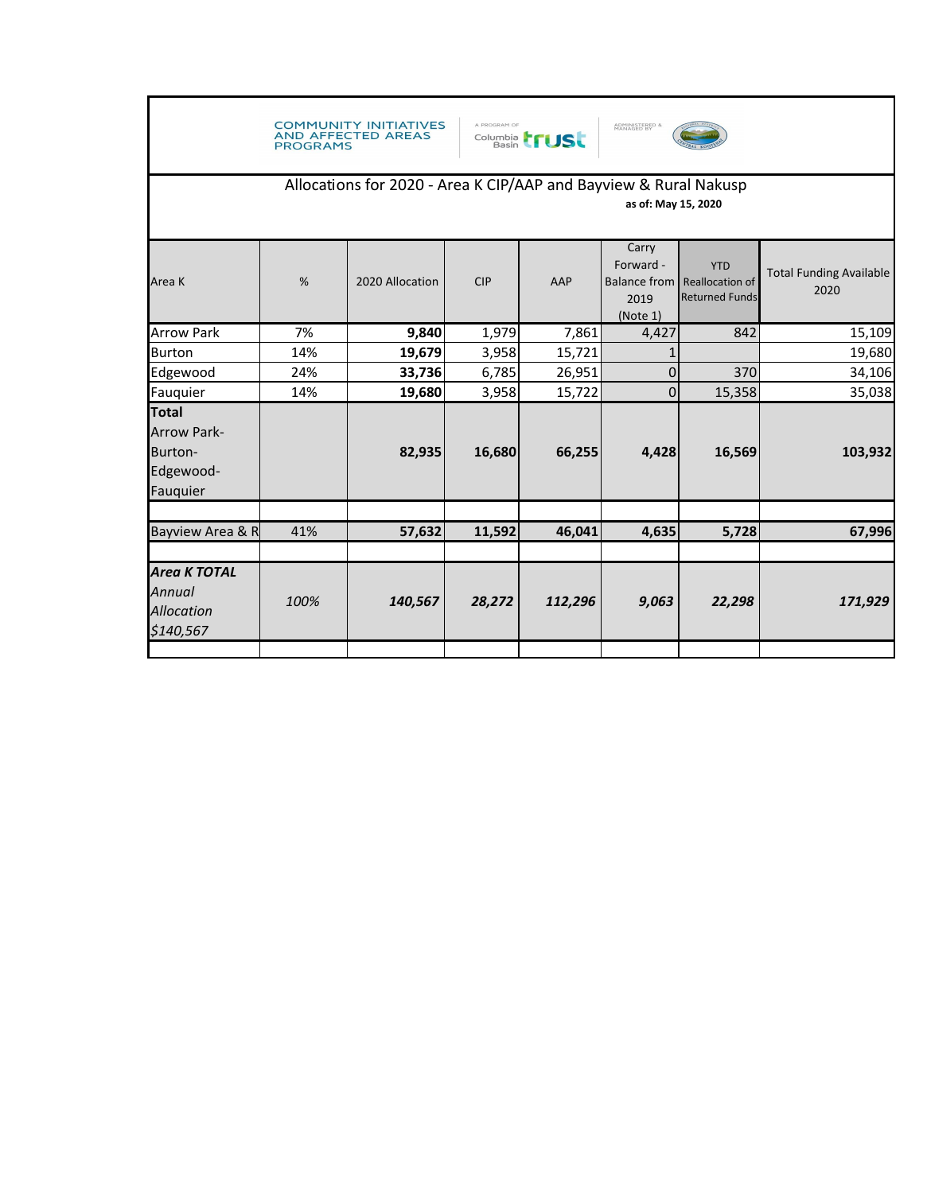COMMUNITY INITIATIVES AND AFFECTED AREAS PROGRAMS

A PROGRAM OF Columbia Basin Trust

ADMINISTERED & MANAGED BY

## Allocations for 2020 - Area K CIP/AAP and Bayview & Rural Nakusp

**as of: May 15, 2020**

| Area K | % | 2020 Allocation | CIP | AAP | Carry Forward - Balance from 2019 (Note 1) | YTD Reallocation of Returned Funds | Total Funding Available 2020 |
|---|---|---|---|---|---|---|---|
| Arrow Park | 7% | **9,840** | 1,979 | 7,861 | 4,427 | 842 | 15,109 |
| Burton | 14% | **19,679** | 3,958 | 15,721 | 1 | | 19,680 |
| Edgewood | 24% | **33,736** | 6,785 | 26,951 | 0 | 370 | 34,106 |
| Fauquier | 14% | **19,680** | 3,958 | 15,722 | 0 | 15,358 | 35,038 |
| **Total Arrow Park-Burton-Edgewood-Fauquier** | | **82,935** | **16,680** | **66,255** | **4,428** | **16,569** | **103,932** |
| | | | | | | | |
| Bayview Area & R | 41% | **57,632** | **11,592** | **46,041** | **4,635** | **5,728** | **67,996** |
| | | | | | | | |
| ***Area K TOTAL*** *Annual Allocation $140,567* | *100%* | ***140,567*** | ***28,272*** | ***112,296*** | ***9,063*** | ***22,298*** | ***171,929*** |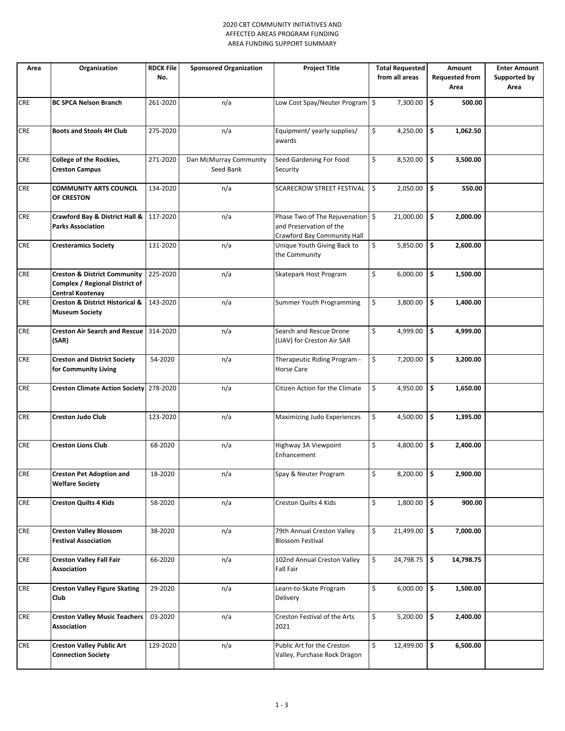2020 CBT COMMUNITY INITIATIVES AND
AFFECTED AREAS PROGRAM FUNDING
AREA FUNDING SUPPORT SUMMARY

| Area | Organization | RDCK File No. | Sponsored Organization | Project Title | Total Requested from all areas | Amount Requested from Area | Enter Amount Supported by Area |
|---|---|---|---|---|---|---|---|
| CRE | **BC SPCA Nelson Branch** | 261-2020 | n/a | Low Cost Spay/Neuter Program | $ 7,300.00 | **$ 500.00** | |
| CRE | **Boots and Stools 4H Club** | 275-2020 | n/a | Equipment/ yearly supplies/ awards | $ 4,250.00 | **$ 1,062.50** | |
| CRE | **College of the Rockies, Creston Campus** | 271-2020 | Dan McMurray Community Seed Bank | Seed Gardening For Food Security | $ 8,520.00 | **$ 3,500.00** | |
| CRE | **COMMUNITY ARTS COUNCIL OF CRESTON** | 134-2020 | n/a | SCARECROW STREET FESTIVAL | $ 2,050.00 | **$ 550.00** | |
| CRE | **Crawford Bay & District Hall & Parks Association** | 117-2020 | n/a | Phase Two of The Rejuvenation and Preservation of the Crawford Bay Community Hall | $ 21,000.00 | **$ 2,000.00** | |
| CRE | **Cresteramics Society** | 131-2020 | n/a | Unique Youth Giving Back to the Community | $ 5,850.00 | **$ 2,600.00** | |
| CRE | **Creston & District Community Complex / Regional District of Central Kootenay** | 225-2020 | n/a | Skatepark Host Program | $ 6,000.00 | **$ 1,500.00** | |
| CRE | **Creston & District Historical & Museum Society** | 143-2020 | n/a | Summer Youth Programming | $ 3,800.00 | **$ 1,400.00** | |
| CRE | **Creston Air Search and Rescue (SAR)** | 314-2020 | n/a | Search and Rescue Drone (UAV) for Creston Air SAR | $ 4,999.00 | **$ 4,999.00** | |
| CRE | **Creston and District Society for Community Living** | 54-2020 | n/a | Therapeutic Riding Program - Horse Care | $ 7,200.00 | **$ 3,200.00** | |
| CRE | **Creston Climate Action Society** | 278-2020 | n/a | Citizen Action for the Climate | $ 4,950.00 | **$ 1,650.00** | |
| CRE | **Creston Judo Club** | 123-2020 | n/a | Maximizing Judo Experiences | $ 4,500.00 | **$ 1,395.00** | |
| CRE | **Creston Lions Club** | 68-2020 | n/a | Highway 3A Viewpoint Enhancement | $ 4,800.00 | **$ 2,400.00** | |
| CRE | **Creston Pet Adoption and Welfare Society** | 18-2020 | n/a | Spay & Neuter Program | $ 8,200.00 | **$ 2,900.00** | |
| CRE | **Creston Quilts 4 Kids** | 58-2020 | n/a | Creston Quilts 4 Kids | $ 1,800.00 | **$ 900.00** | |
| CRE | **Creston Valley Blossom Festival Association** | 38-2020 | n/a | 79th Annual Creston Valley Blossom Festival | $ 21,499.00 | **$ 7,000.00** | |
| CRE | **Creston Valley Fall Fair Association** | 66-2020 | n/a | 102nd Annual Creston Valley Fall Fair | $ 24,798.75 | **$ 14,798.75** | |
| CRE | **Creston Valley Figure Skating Club** | 29-2020 | n/a | Learn-to-Skate Program Delivery | $ 6,000.00 | **$ 1,500.00** | |
| CRE | **Creston Valley Music Teachers Association** | 03-2020 | n/a | Creston Festival of the Arts 2021 | $ 5,200.00 | **$ 2,400.00** | |
| CRE | **Creston Valley Public Art Connection Society** | 129-2020 | n/a | Public Art for the Creston Valley, Purchase Rock Dragon | $ 12,499.00 | **$ 6,500.00** | |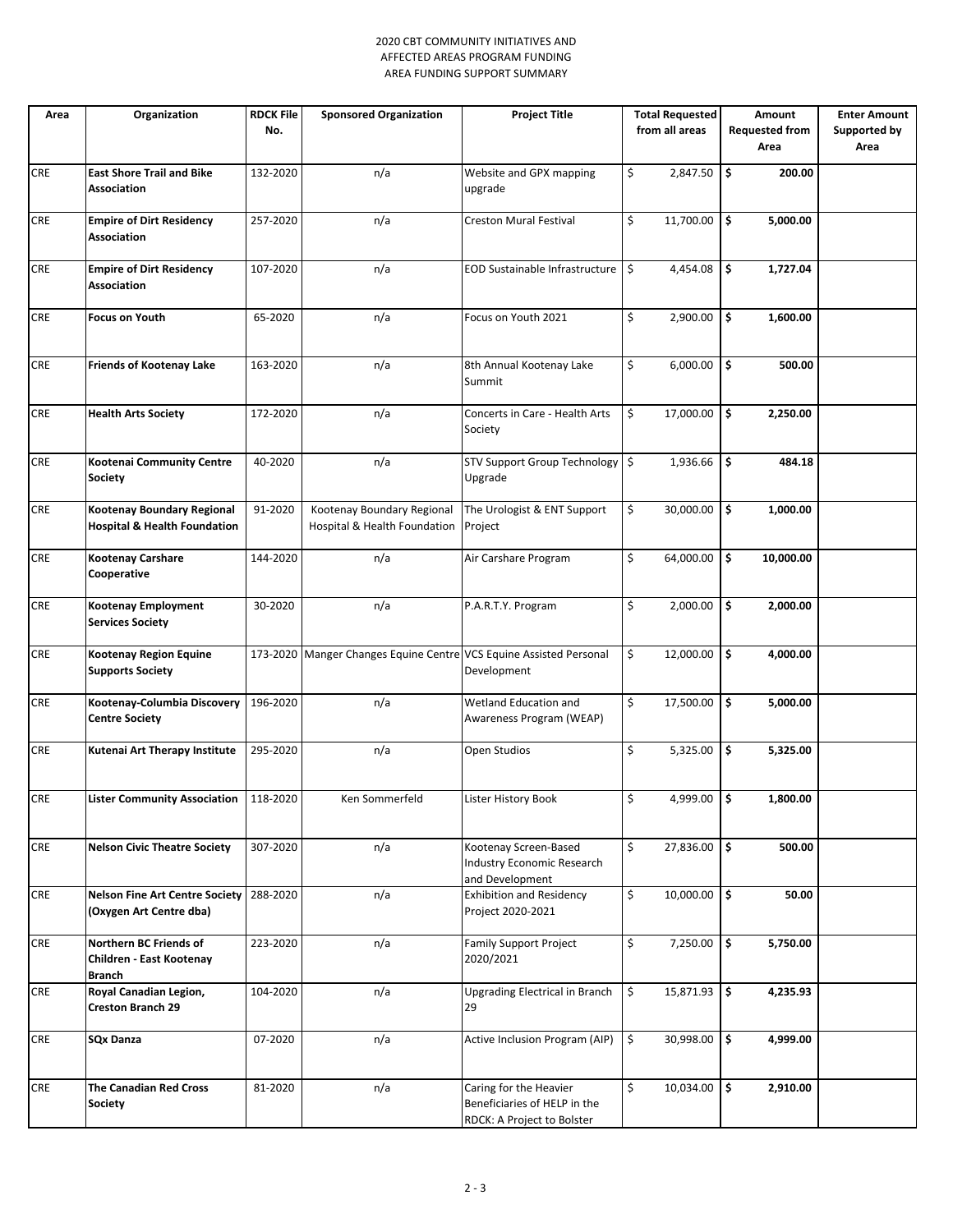2020 CBT COMMUNITY INITIATIVES AND
AFFECTED AREAS PROGRAM FUNDING
AREA FUNDING SUPPORT SUMMARY

| Area | Organization | RDCK File No. | Sponsored Organization | Project Title | Total Requested from all areas | Amount Requested from Area | Enter Amount Supported by Area |
|---|---|---|---|---|---|---|---|
| CRE | **East Shore Trail and Bike Association** | 132-2020 | n/a | Website and GPX mapping upgrade | $ 2,847.50 | **$ 200.00** | |
| CRE | **Empire of Dirt Residency Association** | 257-2020 | n/a | Creston Mural Festival | $ 11,700.00 | **$ 5,000.00** | |
| CRE | **Empire of Dirt Residency Association** | 107-2020 | n/a | EOD Sustainable Infrastructure | $ 4,454.08 | **$ 1,727.04** | |
| CRE | **Focus on Youth** | 65-2020 | n/a | Focus on Youth 2021 | $ 2,900.00 | **$ 1,600.00** | |
| CRE | **Friends of Kootenay Lake** | 163-2020 | n/a | 8th Annual Kootenay Lake Summit | $ 6,000.00 | **$ 500.00** | |
| CRE | **Health Arts Society** | 172-2020 | n/a | Concerts in Care - Health Arts Society | $ 17,000.00 | **$ 2,250.00** | |
| CRE | **Kootenai Community Centre Society** | 40-2020 | n/a | STV Support Group Technology Upgrade | $ 1,936.66 | **$ 484.18** | |
| CRE | **Kootenay Boundary Regional Hospital & Health Foundation** | 91-2020 | Kootenay Boundary Regional Hospital & Health Foundation | The Urologist & ENT Support Project | $ 30,000.00 | **$ 1,000.00** | |
| CRE | **Kootenay Carshare Cooperative** | 144-2020 | n/a | Air Carshare Program | $ 64,000.00 | **$ 10,000.00** | |
| CRE | **Kootenay Employment Services Society** | 30-2020 | n/a | P.A.R.T.Y. Program | $ 2,000.00 | **$ 2,000.00** | |
| CRE | **Kootenay Region Equine Supports Society** | 173-2020 | Manger Changes Equine Centre | VCS Equine Assisted Personal Development | $ 12,000.00 | **$ 4,000.00** | |
| CRE | **Kootenay-Columbia Discovery Centre Society** | 196-2020 | n/a | Wetland Education and Awareness Program (WEAP) | $ 17,500.00 | **$ 5,000.00** | |
| CRE | **Kutenai Art Therapy Institute** | 295-2020 | n/a | Open Studios | $ 5,325.00 | **$ 5,325.00** | |
| CRE | **Lister Community Association** | 118-2020 | Ken Sommerfeld | Lister History Book | $ 4,999.00 | **$ 1,800.00** | |
| CRE | **Nelson Civic Theatre Society** | 307-2020 | n/a | Kootenay Screen-Based Industry Economic Research and Development | $ 27,836.00 | **$ 500.00** | |
| CRE | **Nelson Fine Art Centre Society (Oxygen Art Centre dba)** | 288-2020 | n/a | Exhibition and Residency Project 2020-2021 | $ 10,000.00 | **$ 50.00** | |
| CRE | **Northern BC Friends of Children - East Kootenay Branch** | 223-2020 | n/a | Family Support Project 2020/2021 | $ 7,250.00 | **$ 5,750.00** | |
| CRE | **Royal Canadian Legion, Creston Branch 29** | 104-2020 | n/a | Upgrading Electrical in Branch 29 | $ 15,871.93 | **$ 4,235.93** | |
| CRE | **SQx Danza** | 07-2020 | n/a | Active Inclusion Program (AIP) | $ 30,998.00 | **$ 4,999.00** | |
| CRE | **The Canadian Red Cross Society** | 81-2020 | n/a | Caring for the Heavier Beneficiaries of HELP in the RDCK: A Project to Bolster | $ 10,034.00 | **$ 2,910.00** | |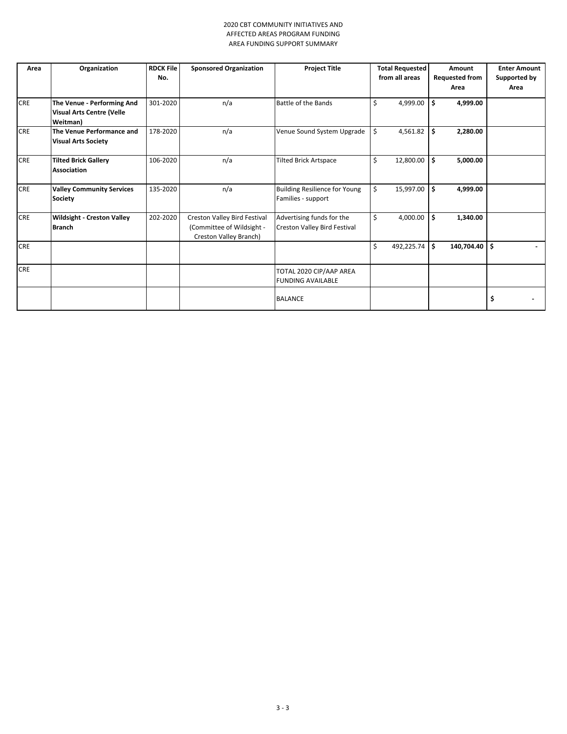2020 CBT COMMUNITY INITIATIVES AND
AFFECTED AREAS PROGRAM FUNDING
AREA FUNDING SUPPORT SUMMARY

| Area | Organization | RDCK File No. | Sponsored Organization | Project Title | Total Requested from all areas | Amount Requested from Area | Enter Amount Supported by Area |
|---|---|---|---|---|---|---|---|
| CRE | **The Venue - Performing And Visual Arts Centre (Velle Weitman)** | 301-2020 | n/a | Battle of the Bands | $ 4,999.00 | **$ 4,999.00** | |
| CRE | **The Venue Performance and Visual Arts Society** | 178-2020 | n/a | Venue Sound System Upgrade | $ 4,561.82 | **$ 2,280.00** | |
| CRE | **Tilted Brick Gallery Association** | 106-2020 | n/a | Tilted Brick Artspace | $ 12,800.00 | **$ 5,000.00** | |
| CRE | **Valley Community Services Society** | 135-2020 | n/a | Building Resilience for Young Families - support | $ 15,997.00 | **$ 4,999.00** | |
| CRE | **Wildsight - Creston Valley Branch** | 202-2020 | Creston Valley Bird Festival (Committee of Wildsight - Creston Valley Branch) | Advertising funds for the Creston Valley Bird Festival | $ 4,000.00 | **$ 1,340.00** | |
| CRE | | | | | $ 492,225.74 | **$ 140,704.40** | **$ -** |
| CRE | | | | TOTAL 2020 CIP/AAP AREA FUNDING AVAILABLE | | | |
| | | | | BALANCE | | | **$ -** |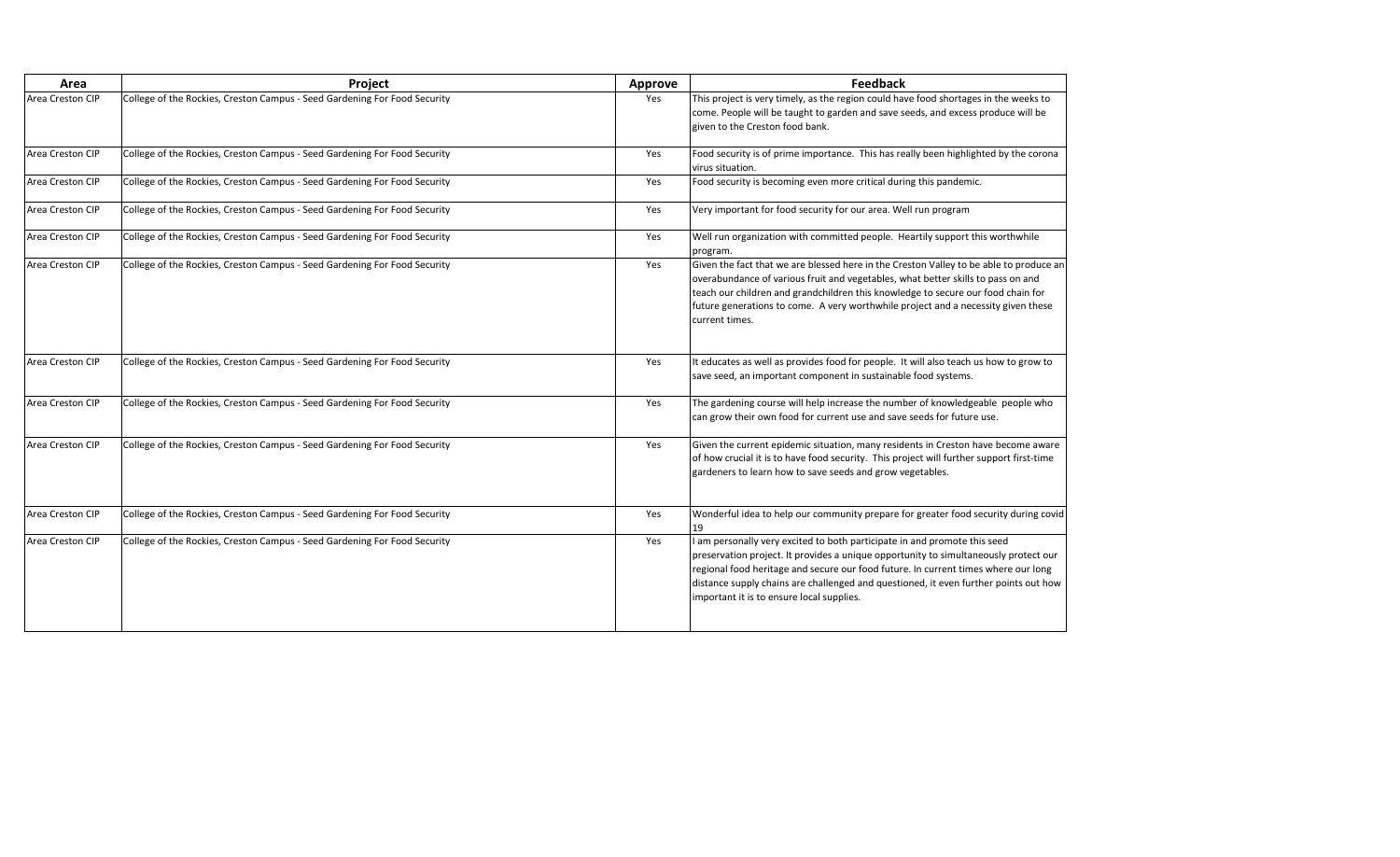| Area | Project | Approve | Feedback |
|---|---|---|---|
| Area Creston CIP | College of the Rockies, Creston Campus - Seed Gardening For Food Security | Yes | This project is very timely, as the region could have food shortages in the weeks to come. People will be taught to garden and save seeds, and excess produce will be given to the Creston food bank. |
| Area Creston CIP | College of the Rockies, Creston Campus - Seed Gardening For Food Security | Yes | Food security is of prime importance. This has really been highlighted by the corona virus situation. |
| Area Creston CIP | College of the Rockies, Creston Campus - Seed Gardening For Food Security | Yes | Food security is becoming even more critical during this pandemic. |
| Area Creston CIP | College of the Rockies, Creston Campus - Seed Gardening For Food Security | Yes | Very important for food security for our area. Well run program |
| Area Creston CIP | College of the Rockies, Creston Campus - Seed Gardening For Food Security | Yes | Well run organization with committed people. Heartily support this worthwhile program. |
| Area Creston CIP | College of the Rockies, Creston Campus - Seed Gardening For Food Security | Yes | Given the fact that we are blessed here in the Creston Valley to be able to produce an overabundance of various fruit and vegetables, what better skills to pass on and teach our children and grandchildren this knowledge to secure our food chain for future generations to come. A very worthwhile project and a necessity given these current times. |
| Area Creston CIP | College of the Rockies, Creston Campus - Seed Gardening For Food Security | Yes | It educates as well as provides food for people. It will also teach us how to grow to save seed, an important component in sustainable food systems. |
| Area Creston CIP | College of the Rockies, Creston Campus - Seed Gardening For Food Security | Yes | The gardening course will help increase the number of knowledgeable people who can grow their own food for current use and save seeds for future use. |
| Area Creston CIP | College of the Rockies, Creston Campus - Seed Gardening For Food Security | Yes | Given the current epidemic situation, many residents in Creston have become aware of how crucial it is to have food security. This project will further support first-time gardeners to learn how to save seeds and grow vegetables. |
| Area Creston CIP | College of the Rockies, Creston Campus - Seed Gardening For Food Security | Yes | Wonderful idea to help our community prepare for greater food security during covid 19 |
| Area Creston CIP | College of the Rockies, Creston Campus - Seed Gardening For Food Security | Yes | I am personally very excited to both participate in and promote this seed preservation project. It provides a unique opportunity to simultaneously protect our regional food heritage and secure our food future. In current times where our long distance supply chains are challenged and questioned, it even further points out how important it is to ensure local supplies. |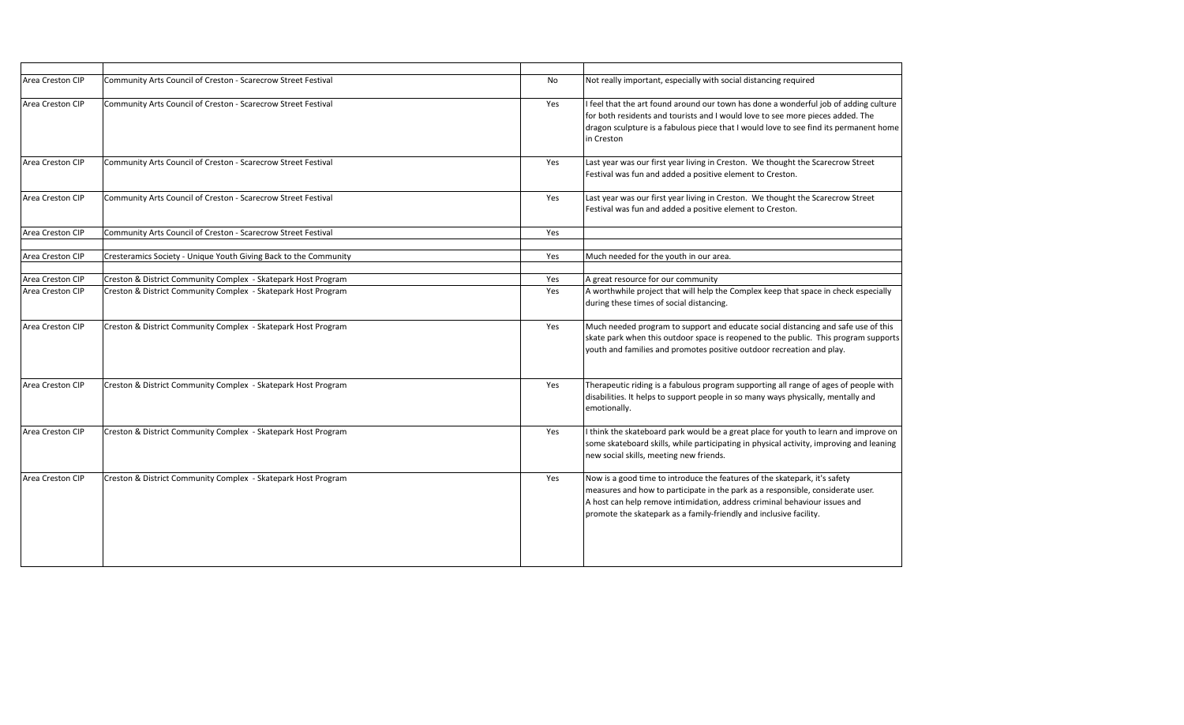| | | | |
|---|---|---|---|
| Area Creston CIP | Community Arts Council of Creston - Scarecrow Street Festival | No | Not really important, especially with social distancing required |
| Area Creston CIP | Community Arts Council of Creston - Scarecrow Street Festival | Yes | I feel that the art found around our town has done a wonderful job of adding culture for both residents and tourists and I would love to see more pieces added. The dragon sculpture is a fabulous piece that I would love to see find its permanent home in Creston |
| Area Creston CIP | Community Arts Council of Creston - Scarecrow Street Festival | Yes | Last year was our first year living in Creston. We thought the Scarecrow Street Festival was fun and added a positive element to Creston. |
| Area Creston CIP | Community Arts Council of Creston - Scarecrow Street Festival | Yes | Last year was our first year living in Creston. We thought the Scarecrow Street Festival was fun and added a positive element to Creston. |
| Area Creston CIP | Community Arts Council of Creston - Scarecrow Street Festival | Yes | |
| | | | |
| Area Creston CIP | Cresteramics Society - Unique Youth Giving Back to the Community | Yes | Much needed for the youth in our area. |
| | | | |
| Area Creston CIP | Creston & District Community Complex - Skatepark Host Program | Yes | A great resource for our community |
| Area Creston CIP | Creston & District Community Complex - Skatepark Host Program | Yes | A worthwhile project that will help the Complex keep that space in check especially during these times of social distancing. |
| Area Creston CIP | Creston & District Community Complex - Skatepark Host Program | Yes | Much needed program to support and educate social distancing and safe use of this skate park when this outdoor space is reopened to the public. This program supports youth and families and promotes positive outdoor recreation and play. |
| Area Creston CIP | Creston & District Community Complex - Skatepark Host Program | Yes | Therapeutic riding is a fabulous program supporting all range of ages of people with disabilities. It helps to support people in so many ways physically, mentally and emotionally. |
| Area Creston CIP | Creston & District Community Complex - Skatepark Host Program | Yes | I think the skateboard park would be a great place for youth to learn and improve on some skateboard skills, while participating in physical activity, improving and leaning new social skills, meeting new friends. |
| Area Creston CIP | Creston & District Community Complex - Skatepark Host Program | Yes | Now is a good time to introduce the features of the skatepark, it's safety measures and how to participate in the park as a responsible, considerate user. A host can help remove intimidation, address criminal behaviour issues and promote the skatepark as a family-friendly and inclusive facility. |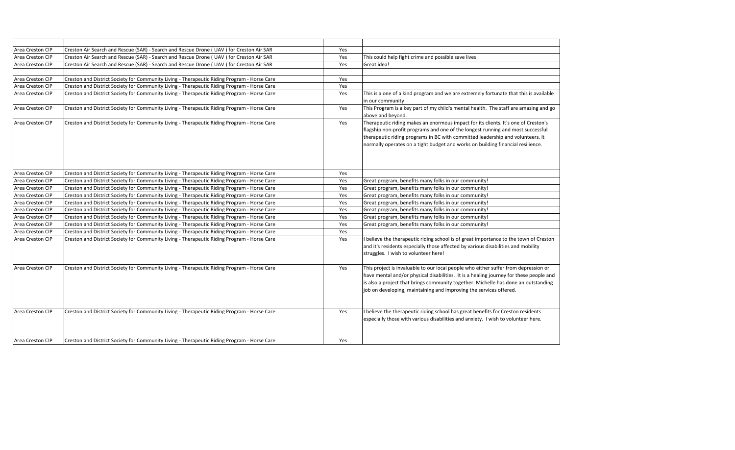| | | | |
|---|---|---|---|
| Area Creston CIP | Creston Air Search and Rescue (SAR) - Search and Rescue Drone ( UAV ) for Creston Air SAR | Yes | |
| Area Creston CIP | Creston Air Search and Rescue (SAR) - Search and Rescue Drone ( UAV ) for Creston Air SAR | Yes | This could help fight crime and possible save lives |
| Area Creston CIP | Creston Air Search and Rescue (SAR) - Search and Rescue Drone ( UAV ) for Creston Air SAR | Yes | Great idea! |
| | | | |
| Area Creston CIP | Creston and District Society for Community Living - Therapeutic Riding Program - Horse Care | Yes | |
| Area Creston CIP | Creston and District Society for Community Living - Therapeutic Riding Program - Horse Care | Yes | |
| Area Creston CIP | Creston and District Society for Community Living - Therapeutic Riding Program - Horse Care | Yes | This is a one of a kind program and we are extremely fortunate that this is available in our community |
| Area Creston CIP | Creston and District Society for Community Living - Therapeutic Riding Program - Horse Care | Yes | This Program is a key part of my child's mental health. The staff are amazing and go above and beyond. |
| Area Creston CIP | Creston and District Society for Community Living - Therapeutic Riding Program - Horse Care | Yes | Therapeutic riding makes an enormous impact for its clients. It's one of Creston's flagship non-profit programs and one of the longest running and most successful therapeutic riding programs in BC with committed leadership and volunteers. It normally operates on a tight budget and works on building financial resilience. |
| Area Creston CIP | Creston and District Society for Community Living - Therapeutic Riding Program - Horse Care | Yes | |
| Area Creston CIP | Creston and District Society for Community Living - Therapeutic Riding Program - Horse Care | Yes | Great program, benefits many folks in our community! |
| Area Creston CIP | Creston and District Society for Community Living - Therapeutic Riding Program - Horse Care | Yes | Great program, benefits many folks in our community! |
| Area Creston CIP | Creston and District Society for Community Living - Therapeutic Riding Program - Horse Care | Yes | Great program, benefits many folks in our community! |
| Area Creston CIP | Creston and District Society for Community Living - Therapeutic Riding Program - Horse Care | Yes | Great program, benefits many folks in our community! |
| Area Creston CIP | Creston and District Society for Community Living - Therapeutic Riding Program - Horse Care | Yes | Great program, benefits many folks in our community! |
| Area Creston CIP | Creston and District Society for Community Living - Therapeutic Riding Program - Horse Care | Yes | Great program, benefits many folks in our community! |
| Area Creston CIP | Creston and District Society for Community Living - Therapeutic Riding Program - Horse Care | Yes | Great program, benefits many folks in our community! |
| Area Creston CIP | Creston and District Society for Community Living - Therapeutic Riding Program - Horse Care | Yes | |
| Area Creston CIP | Creston and District Society for Community Living - Therapeutic Riding Program - Horse Care | Yes | I believe the therapeutic riding school is of great importance to the town of Creston and it's residents especially those affected by various disabilities and mobility struggles. I wish to volunteer here! |
| Area Creston CIP | Creston and District Society for Community Living - Therapeutic Riding Program - Horse Care | Yes | This project is invaluable to our local people who either suffer from depression or have mental and/or physical disabilities. It is a healing journey for these people and is also a project that brings community together. Michelle has done an outstanding job on developing, maintaining and improving the services offered. |
| Area Creston CIP | Creston and District Society for Community Living - Therapeutic Riding Program - Horse Care | Yes | I believe the therapeutic riding school has great benefits for Creston residents especially those with various disabilities and anxiety. I wish to volunteer here. |
| Area Creston CIP | Creston and District Society for Community Living - Therapeutic Riding Program - Horse Care | Yes | |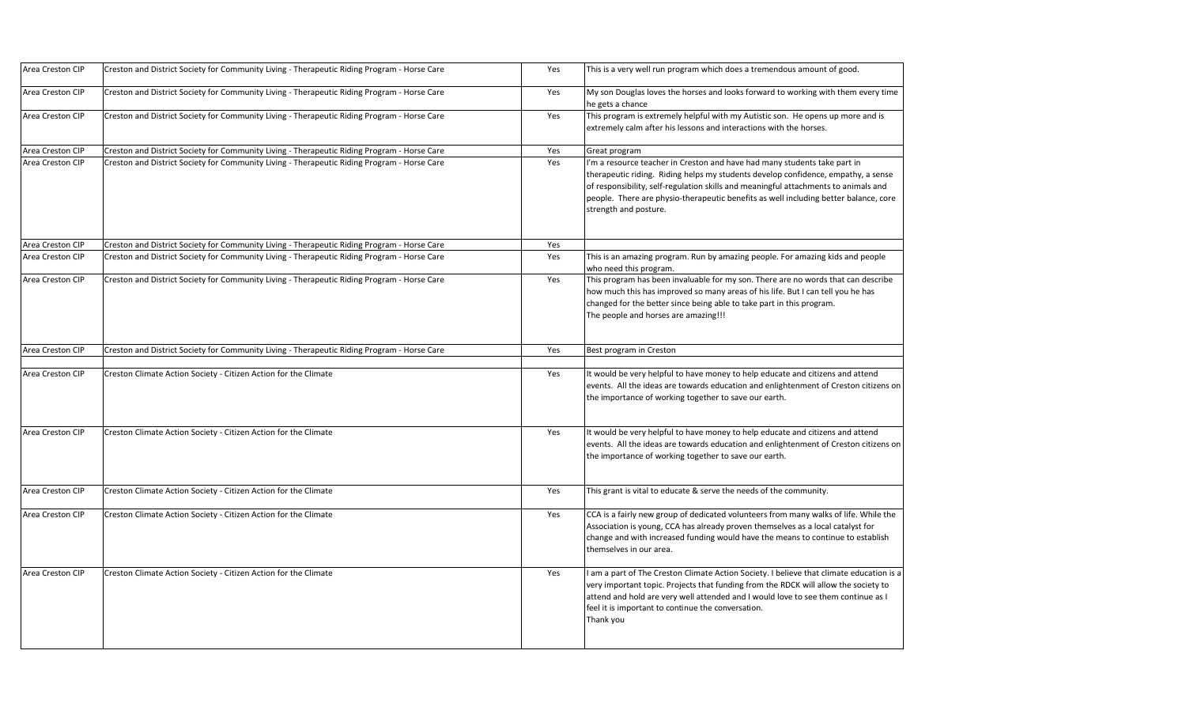| | | | |
|---|---|---|---|
| Area Creston CIP | Creston and District Society for Community Living - Therapeutic Riding Program - Horse Care | Yes | This is a very well run program which does a tremendous amount of good. |
| Area Creston CIP | Creston and District Society for Community Living - Therapeutic Riding Program - Horse Care | Yes | My son Douglas loves the horses and looks forward to working with them every time he gets a chance |
| Area Creston CIP | Creston and District Society for Community Living - Therapeutic Riding Program - Horse Care | Yes | This program is extremely helpful with my Autistic son. He opens up more and is extremely calm after his lessons and interactions with the horses. |
| Area Creston CIP | Creston and District Society for Community Living - Therapeutic Riding Program - Horse Care | Yes | Great program |
| Area Creston CIP | Creston and District Society for Community Living - Therapeutic Riding Program - Horse Care | Yes | I'm a resource teacher in Creston and have had many students take part in therapeutic riding. Riding helps my students develop confidence, empathy, a sense of responsibility, self-regulation skills and meaningful attachments to animals and people. There are physio-therapeutic benefits as well including better balance, core strength and posture. |
| Area Creston CIP | Creston and District Society for Community Living - Therapeutic Riding Program - Horse Care | Yes | |
| Area Creston CIP | Creston and District Society for Community Living - Therapeutic Riding Program - Horse Care | Yes | This is an amazing program. Run by amazing people. For amazing kids and people who need this program. |
| Area Creston CIP | Creston and District Society for Community Living - Therapeutic Riding Program - Horse Care | Yes | This program has been invaluable for my son. There are no words that can describe how much this has improved so many areas of his life. But I can tell you he has changed for the better since being able to take part in this program.<br>The people and horses are amazing!!! |
| Area Creston CIP | Creston and District Society for Community Living - Therapeutic Riding Program - Horse Care | Yes | Best program in Creston |
| | | | |
| Area Creston CIP | Creston Climate Action Society - Citizen Action for the Climate | Yes | It would be very helpful to have money to help educate and citizens and attend events. All the ideas are towards education and enlightenment of Creston citizens on the importance of working together to save our earth. |
| Area Creston CIP | Creston Climate Action Society - Citizen Action for the Climate | Yes | It would be very helpful to have money to help educate and citizens and attend events. All the ideas are towards education and enlightenment of Creston citizens on the importance of working together to save our earth. |
| Area Creston CIP | Creston Climate Action Society - Citizen Action for the Climate | Yes | This grant is vital to educate & serve the needs of the community. |
| Area Creston CIP | Creston Climate Action Society - Citizen Action for the Climate | Yes | CCA is a fairly new group of dedicated volunteers from many walks of life. While the Association is young, CCA has already proven themselves as a local catalyst for change and with increased funding would have the means to continue to establish themselves in our area. |
| Area Creston CIP | Creston Climate Action Society - Citizen Action for the Climate | Yes | I am a part of The Creston Climate Action Society. I believe that climate education is a very important topic. Projects that funding from the RDCK will allow the society to attend and hold are very well attended and I would love to see them continue as I feel it is important to continue the conversation.<br>Thank you |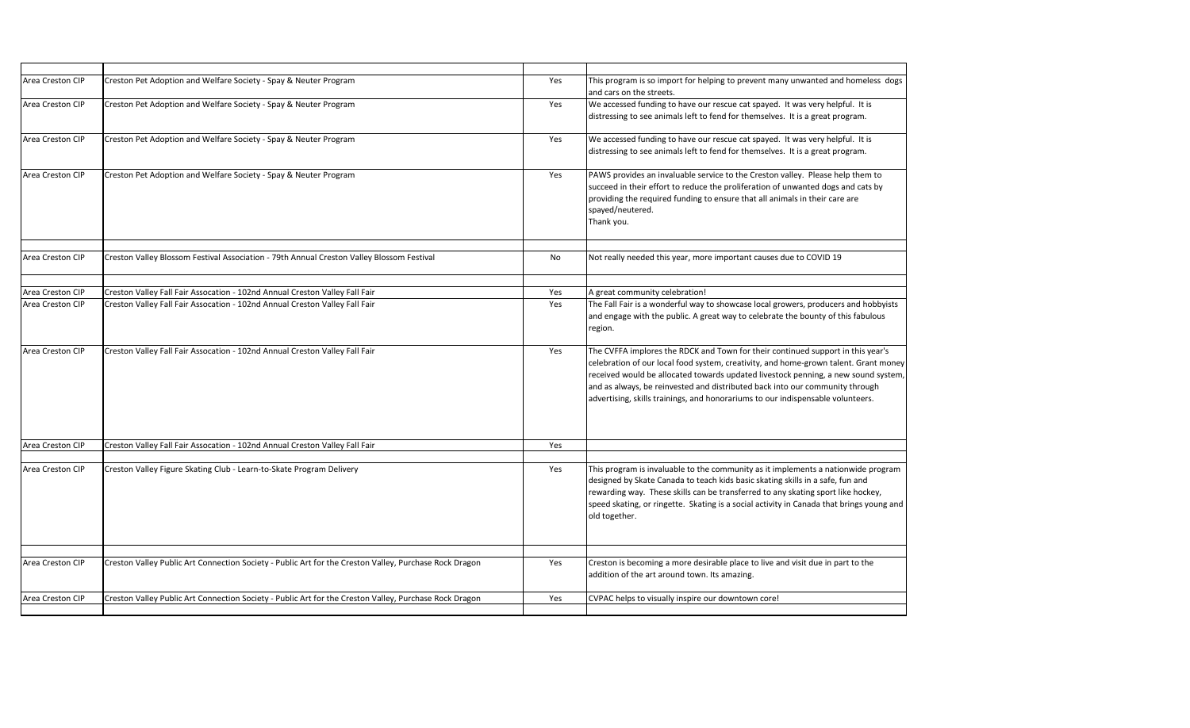| | | | |
|---|---|---|---|
| Area Creston CIP | Creston Pet Adoption and Welfare Society - Spay & Neuter Program | Yes | This program is so import for helping to prevent many unwanted and homeless dogs and cars on the streets. |
| Area Creston CIP | Creston Pet Adoption and Welfare Society - Spay & Neuter Program | Yes | We accessed funding to have our rescue cat spayed. It was very helpful. It is distressing to see animals left to fend for themselves. It is a great program. |
| Area Creston CIP | Creston Pet Adoption and Welfare Society - Spay & Neuter Program | Yes | We accessed funding to have our rescue cat spayed. It was very helpful. It is distressing to see animals left to fend for themselves. It is a great program. |
| Area Creston CIP | Creston Pet Adoption and Welfare Society - Spay & Neuter Program | Yes | PAWS provides an invaluable service to the Creston valley. Please help them to succeed in their effort to reduce the proliferation of unwanted dogs and cats by providing the required funding to ensure that all animals in their care are spayed/neutered. Thank you. |
| | | | |
| Area Creston CIP | Creston Valley Blossom Festival Association - 79th Annual Creston Valley Blossom Festival | No | Not really needed this year, more important causes due to COVID 19 |
| | | | |
| Area Creston CIP | Creston Valley Fall Fair Assocation - 102nd Annual Creston Valley Fall Fair | Yes | A great community celebration! |
| Area Creston CIP | Creston Valley Fall Fair Assocation - 102nd Annual Creston Valley Fall Fair | Yes | The Fall Fair is a wonderful way to showcase local growers, producers and hobbyists and engage with the public. A great way to celebrate the bounty of this fabulous region. |
| Area Creston CIP | Creston Valley Fall Fair Assocation - 102nd Annual Creston Valley Fall Fair | Yes | The CVFFA implores the RDCK and Town for their continued support in this year's celebration of our local food system, creativity, and home-grown talent. Grant money received would be allocated towards updated livestock penning, a new sound system, and as always, be reinvested and distributed back into our community through advertising, skills trainings, and honorariums to our indispensable volunteers. |
| Area Creston CIP | Creston Valley Fall Fair Assocation - 102nd Annual Creston Valley Fall Fair | Yes | |
| | | | |
| Area Creston CIP | Creston Valley Figure Skating Club - Learn-to-Skate Program Delivery | Yes | This program is invaluable to the community as it implements a nationwide program designed by Skate Canada to teach kids basic skating skills in a safe, fun and rewarding way. These skills can be transferred to any skating sport like hockey, speed skating, or ringette. Skating is a social activity in Canada that brings young and old together. |
| | | | |
| Area Creston CIP | Creston Valley Public Art Connection Society - Public Art for the Creston Valley, Purchase Rock Dragon | Yes | Creston is becoming a more desirable place to live and visit due in part to the addition of the art around town. Its amazing. |
| Area Creston CIP | Creston Valley Public Art Connection Society - Public Art for the Creston Valley, Purchase Rock Dragon | Yes | CVPAC helps to visually inspire our downtown core! |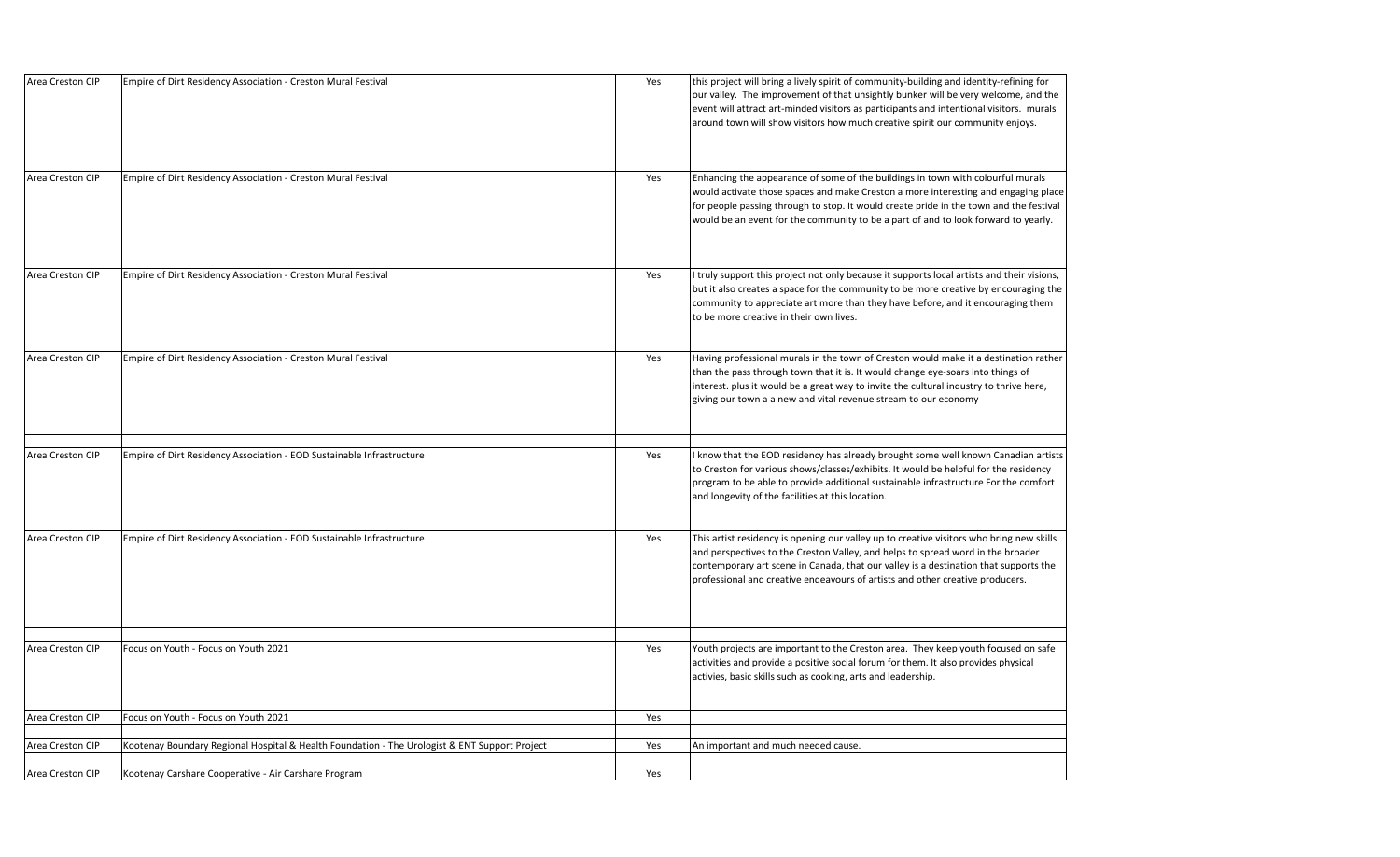| | | | |
|---|---|---|---|
| Area Creston CIP | Empire of Dirt Residency Association - Creston Mural Festival | Yes | this project will bring a lively spirit of community-building and identity-refining for our valley. The improvement of that unsightly bunker will be very welcome, and the event will attract art-minded visitors as participants and intentional visitors. murals around town will show visitors how much creative spirit our community enjoys. |
| Area Creston CIP | Empire of Dirt Residency Association - Creston Mural Festival | Yes | Enhancing the appearance of some of the buildings in town with colourful murals would activate those spaces and make Creston a more interesting and engaging place for people passing through to stop. It would create pride in the town and the festival would be an event for the community to be a part of and to look forward to yearly. |
| Area Creston CIP | Empire of Dirt Residency Association - Creston Mural Festival | Yes | I truly support this project not only because it supports local artists and their visions, but it also creates a space for the community to be more creative by encouraging the community to appreciate art more than they have before, and it encouraging them to be more creative in their own lives. |
| Area Creston CIP | Empire of Dirt Residency Association - Creston Mural Festival | Yes | Having professional murals in the town of Creston would make it a destination rather than the pass through town that it is. It would change eye-soars into things of interest. plus it would be a great way to invite the cultural industry to thrive here, giving our town a a new and vital revenue stream to our economy |
| | | | |
| Area Creston CIP | Empire of Dirt Residency Association - EOD Sustainable Infrastructure | Yes | I know that the EOD residency has already brought some well known Canadian artists to Creston for various shows/classes/exhibits. It would be helpful for the residency program to be able to provide additional sustainable infrastructure For the comfort and longevity of the facilities at this location. |
| Area Creston CIP | Empire of Dirt Residency Association - EOD Sustainable Infrastructure | Yes | This artist residency is opening our valley up to creative visitors who bring new skills and perspectives to the Creston Valley, and helps to spread word in the broader contemporary art scene in Canada, that our valley is a destination that supports the professional and creative endeavours of artists and other creative producers. |
| | | | |
| Area Creston CIP | Focus on Youth - Focus on Youth 2021 | Yes | Youth projects are important to the Creston area. They keep youth focused on safe activities and provide a positive social forum for them. It also provides physical activies, basic skills such as cooking, arts and leadership. |
| Area Creston CIP | Focus on Youth - Focus on Youth 2021 | Yes | |
| | | | |
| Area Creston CIP | Kootenay Boundary Regional Hospital & Health Foundation - The Urologist & ENT Support Project | Yes | An important and much needed cause. |
| | | | |
| Area Creston CIP | Kootenay Carshare Cooperative - Air Carshare Program | Yes | |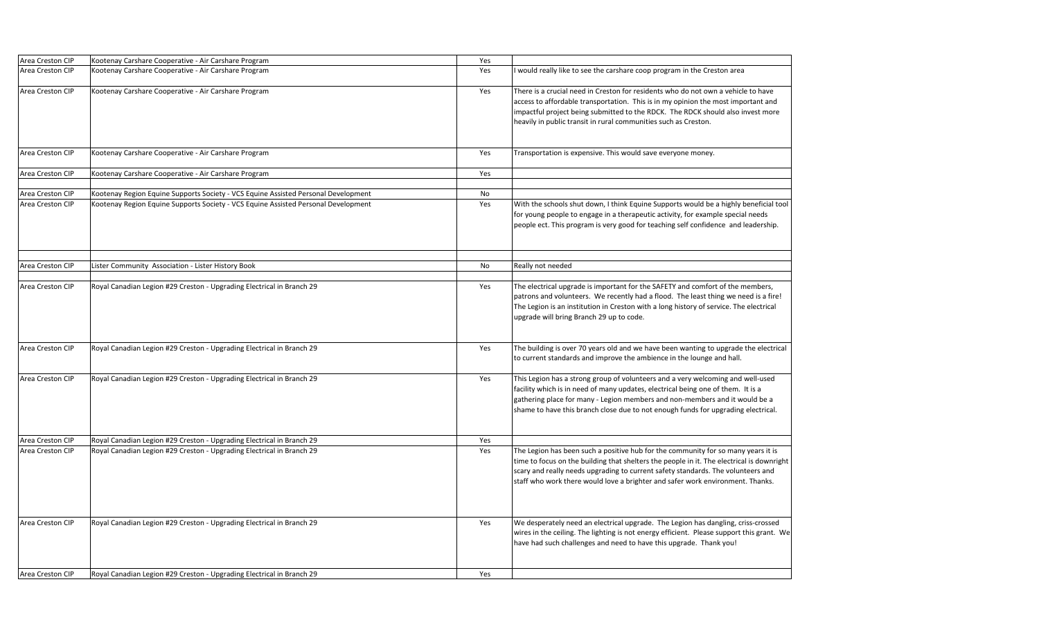| | | | |
|---|---|---|---|
| Area Creston CIP | Kootenay Carshare Cooperative - Air Carshare Program | Yes | |
| Area Creston CIP | Kootenay Carshare Cooperative - Air Carshare Program | Yes | I would really like to see the carshare coop program in the Creston area |
| Area Creston CIP | Kootenay Carshare Cooperative - Air Carshare Program | Yes | There is a crucial need in Creston for residents who do not own a vehicle to have access to affordable transportation. This is in my opinion the most important and impactful project being submitted to the RDCK. The RDCK should also invest more heavily in public transit in rural communities such as Creston. |
| Area Creston CIP | Kootenay Carshare Cooperative - Air Carshare Program | Yes | Transportation is expensive. This would save everyone money. |
| Area Creston CIP | Kootenay Carshare Cooperative - Air Carshare Program | Yes | |
| | | | |
| Area Creston CIP | Kootenay Region Equine Supports Society - VCS Equine Assisted Personal Development | No | |
| Area Creston CIP | Kootenay Region Equine Supports Society - VCS Equine Assisted Personal Development | Yes | With the schools shut down, I think Equine Supports would be a highly beneficial tool for young people to engage in a therapeutic activity, for example special needs people ect. This program is very good for teaching self confidence and leadership. |
| | | | |
| Area Creston CIP | Lister Community Association - Lister History Book | No | Really not needed |
| | | | |
| Area Creston CIP | Royal Canadian Legion #29 Creston - Upgrading Electrical in Branch 29 | Yes | The electrical upgrade is important for the SAFETY and comfort of the members, patrons and volunteers. We recently had a flood. The least thing we need is a fire! The Legion is an institution in Creston with a long history of service. The electrical upgrade will bring Branch 29 up to code. |
| Area Creston CIP | Royal Canadian Legion #29 Creston - Upgrading Electrical in Branch 29 | Yes | The building is over 70 years old and we have been wanting to upgrade the electrical to current standards and improve the ambience in the lounge and hall. |
| Area Creston CIP | Royal Canadian Legion #29 Creston - Upgrading Electrical in Branch 29 | Yes | This Legion has a strong group of volunteers and a very welcoming and well-used facility which is in need of many updates, electrical being one of them. It is a gathering place for many - Legion members and non-members and it would be a shame to have this branch close due to not enough funds for upgrading electrical. |
| Area Creston CIP | Royal Canadian Legion #29 Creston - Upgrading Electrical in Branch 29 | Yes | |
| Area Creston CIP | Royal Canadian Legion #29 Creston - Upgrading Electrical in Branch 29 | Yes | The Legion has been such a positive hub for the community for so many years it is time to focus on the building that shelters the people in it. The electrical is downright scary and really needs upgrading to current safety standards. The volunteers and staff who work there would love a brighter and safer work environment. Thanks. |
| Area Creston CIP | Royal Canadian Legion #29 Creston - Upgrading Electrical in Branch 29 | Yes | We desperately need an electrical upgrade. The Legion has dangling, criss-crossed wires in the ceiling. The lighting is not energy efficient. Please support this grant. We have had such challenges and need to have this upgrade. Thank you! |
| Area Creston CIP | Royal Canadian Legion #29 Creston - Upgrading Electrical in Branch 29 | Yes | |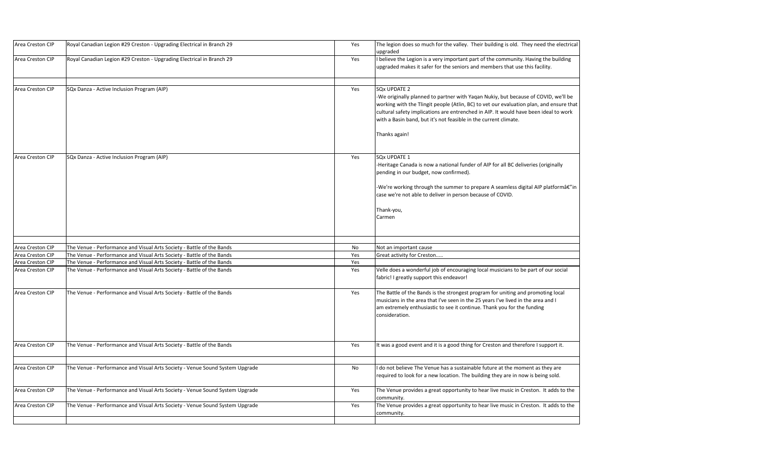| | | | |
|---|---|---|---|
| Area Creston CIP | Royal Canadian Legion #29 Creston - Upgrading Electrical in Branch 29 | Yes | The legion does so much for the valley. Their building is old. They need the electrical upgraded |
| Area Creston CIP | Royal Canadian Legion #29 Creston - Upgrading Electrical in Branch 29 | Yes | I believe the Legion is a very important part of the community. Having the building upgraded makes it safer for the seniors and members that use this facility. |
| | | | |
| Area Creston CIP | SQx Danza - Active Inclusion Program (AIP) | Yes | SQx UPDATE 2<br>-We originally planned to partner with Yaqan Nukiy, but because of COVID, we'll be working with the Tlingit people (Atlin, BC) to vet our evaluation plan, and ensure that cultural safety implications are entrenched in AIP. It would have been ideal to work with a Basin band, but it's not feasible in the current climate.<br><br>Thanks again! |
| Area Creston CIP | SQx Danza - Active Inclusion Program (AIP) | Yes | SQx UPDATE 1<br>-Heritage Canada is now a national funder of AIP for all BC deliveries (originally pending in our budget, now confirmed).<br><br>-We're working through the summer to prepare A seamless digital AIP platformâ€"in case we're not able to deliver in person because of COVID.<br><br>Thank-you,<br>Carmen |
| | | | |
| Area Creston CIP | The Venue - Performance and Visual Arts Society - Battle of the Bands | No | Not an important cause |
| Area Creston CIP | The Venue - Performance and Visual Arts Society - Battle of the Bands | Yes | Great activity for Creston..... |
| Area Creston CIP | The Venue - Performance and Visual Arts Society - Battle of the Bands | Yes | |
| Area Creston CIP | The Venue - Performance and Visual Arts Society - Battle of the Bands | Yes | Velle does a wonderful job of encouraging local musicians to be part of our social fabric! I greatly support this endeavor! |
| Area Creston CIP | The Venue - Performance and Visual Arts Society - Battle of the Bands | Yes | The Battle of the Bands is the strongest program for uniting and promoting local musicians in the area that I've seen in the 25 years I've lived in the area and I am extremely enthusiastic to see it continue. Thank you for the funding consideration. |
| Area Creston CIP | The Venue - Performance and Visual Arts Society - Battle of the Bands | Yes | It was a good event and it is a good thing for Creston and therefore I support it. |
| | | | |
| Area Creston CIP | The Venue - Performance and Visual Arts Society - Venue Sound System Upgrade | No | I do not believe The Venue has a sustainable future at the moment as they are required to look for a new location. The building they are in now is being sold. |
| Area Creston CIP | The Venue - Performance and Visual Arts Society - Venue Sound System Upgrade | Yes | The Venue provides a great opportunity to hear live music in Creston. It adds to the community. |
| Area Creston CIP | The Venue - Performance and Visual Arts Society - Venue Sound System Upgrade | Yes | The Venue provides a great opportunity to hear live music in Creston. It adds to the community. |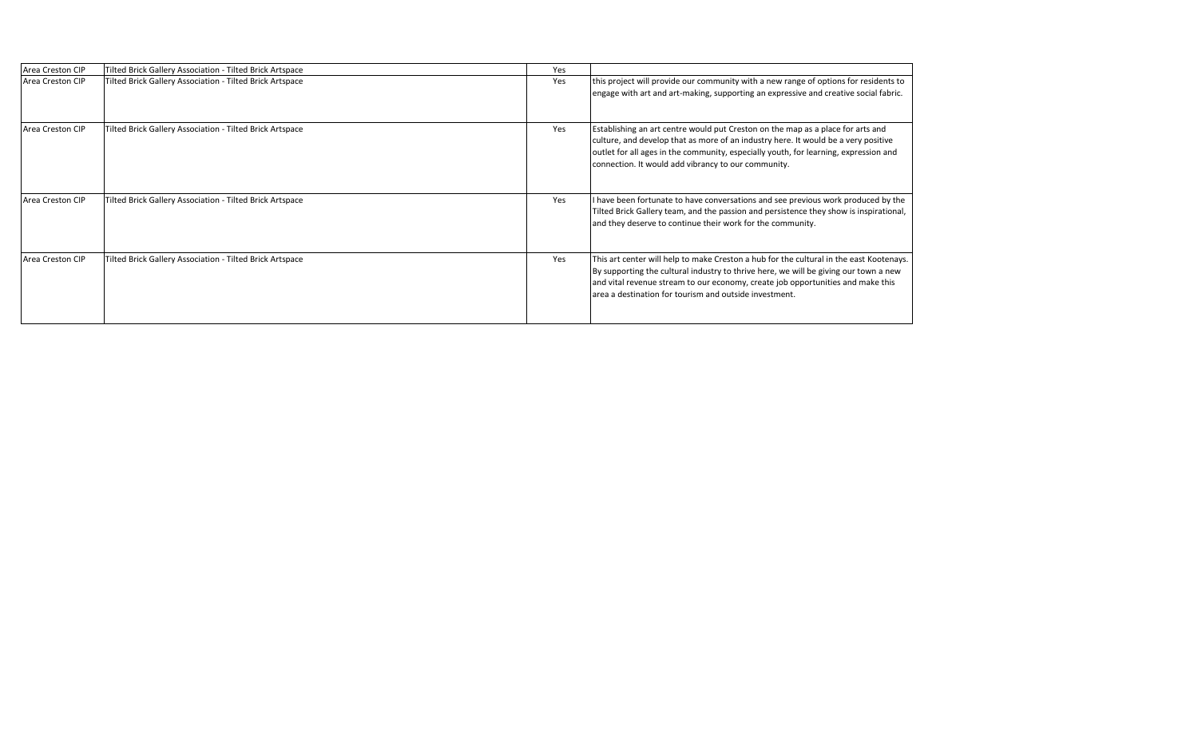| | | | |
|---|---|---|---|
| Area Creston CIP | Tilted Brick Gallery Association - Tilted Brick Artspace | Yes | |
| Area Creston CIP | Tilted Brick Gallery Association - Tilted Brick Artspace | Yes | this project will provide our community with a new range of options for residents to engage with art and art-making, supporting an expressive and creative social fabric. |
| Area Creston CIP | Tilted Brick Gallery Association - Tilted Brick Artspace | Yes | Establishing an art centre would put Creston on the map as a place for arts and culture, and develop that as more of an industry here. It would be a very positive outlet for all ages in the community, especially youth, for learning, expression and connection. It would add vibrancy to our community. |
| Area Creston CIP | Tilted Brick Gallery Association - Tilted Brick Artspace | Yes | I have been fortunate to have conversations and see previous work produced by the Tilted Brick Gallery team, and the passion and persistence they show is inspirational, and they deserve to continue their work for the community. |
| Area Creston CIP | Tilted Brick Gallery Association - Tilted Brick Artspace | Yes | This art center will help to make Creston a hub for the cultural in the east Kootenays. By supporting the cultural industry to thrive here, we will be giving our town a new and vital revenue stream to our economy, create job opportunities and make this area a destination for tourism and outside investment. |